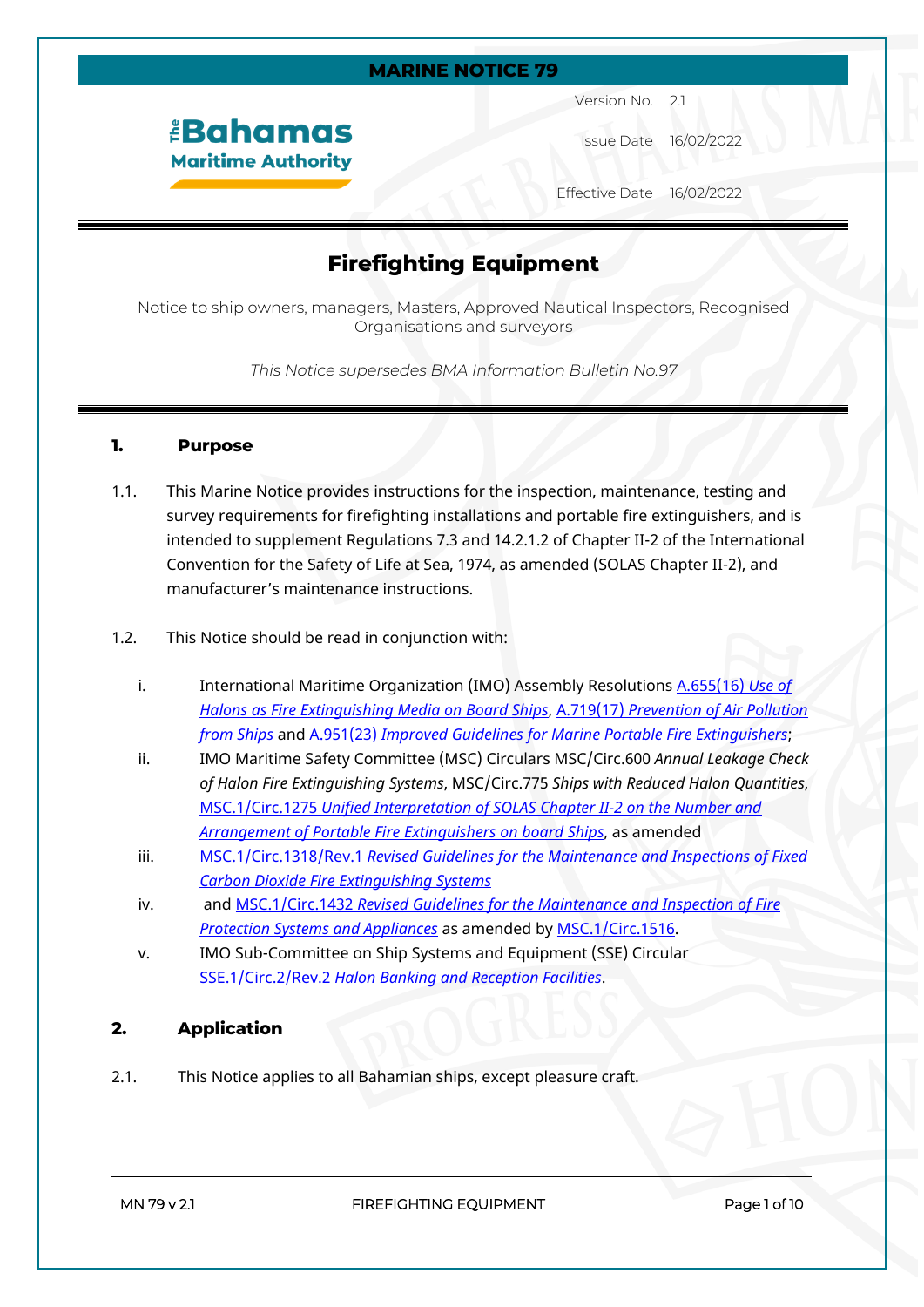**MARINE NOTICE 79**

The Bahamas Maritime Authority

Version No. 2.1

Issue Date 16/02/2022

Effective Date 16/02/2022

# Firefighting Equipment

Notice to ship owners, managers, Masters, Approved Nautical Inspectors, Recognised Organisations and surveyors

*This Notice supersedes BMA Information Bulletin No.97*

## 1. Purpose

1.1. This Marine Notice provides instructions for the inspection, maintenance, testing and survey requirements for firefighting installations and portable fire extinguishers, and is intended to supplement Regulations 7.3 and 14.2.1.2 of Chapter II-2 of the International Convention for the Safety of Life at Sea, 1974, as amended (SOLAS Chapter II-2), and manufacturer's maintenance instructions.

1.2. This Notice should be read in conjunction with:

i. International Maritime Organization (IMO) Assembly Resolutions A.655(16) *Use of Halons as Fire Extinguishing Media on Board Ships*, A.719(17) *Prevention of Air Pollution from Ships* and A.951(23) *Improved Guidelines for Marine Portable Fire Extinguishers*;

ii. IMO Maritime Safety Committee (MSC) Circulars MSC/Circ.600 *Annual Leakage Check of Halon Fire Extinguishing Systems*, MSC/Circ.775 *Ships with Reduced Halon Quantities*, MSC.1/Circ.1275 *Unified Interpretation of SOLAS Chapter II-2 on the Number and Arrangement of Portable Fire Extinguishers on board Ships*, as amended

iii. MSC.1/Circ.1318/Rev.1 *Revised Guidelines for the Maintenance and Inspections of Fixed Carbon Dioxide Fire Extinguishing Systems*

iv. and MSC.1/Circ.1432 *Revised Guidelines for the Maintenance and Inspection of Fire Protection Systems and Appliances* as amended by MSC.1/Circ.1516.

v. IMO Sub-Committee on Ship Systems and Equipment (SSE) Circular SSE.1/Circ.2/Rev.2 *Halon Banking and Reception Facilities*.

## 2. Application

2.1. This Notice applies to all Bahamian ships, except pleasure craft.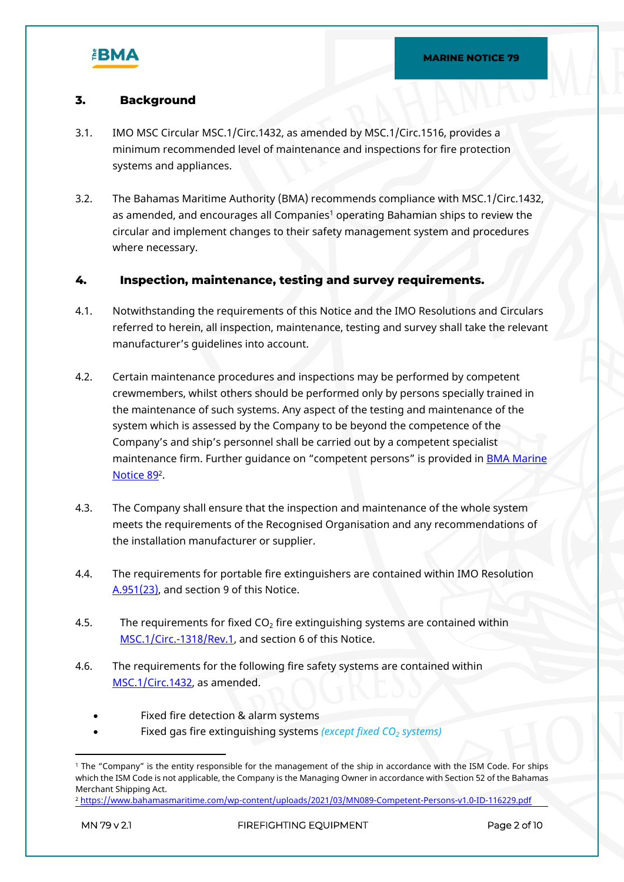## 3. Background

3.1. IMO MSC Circular MSC.1/Circ.1432, as amended by MSC.1/Circ.1516, provides a minimum recommended level of maintenance and inspections for fire protection systems and appliances.

3.2. The Bahamas Maritime Authority (BMA) recommends compliance with MSC.1/Circ.1432, as amended, and encourages all Companies[1] operating Bahamian ships to review the circular and implement changes to their safety management system and procedures where necessary.

## 4. Inspection, maintenance, testing and survey requirements.

4.1. Notwithstanding the requirements of this Notice and the IMO Resolutions and Circulars referred to herein, all inspection, maintenance, testing and survey shall take the relevant manufacturer's guidelines into account.

4.2. Certain maintenance procedures and inspections may be performed by competent crewmembers, whilst others should be performed only by persons specially trained in the maintenance of such systems. Any aspect of the testing and maintenance of the system which is assessed by the Company to be beyond the competence of the Company's and ship's personnel shall be carried out by a competent specialist maintenance firm. Further guidance on "competent persons" is provided in BMA Marine Notice 89[2].

4.3. The Company shall ensure that the inspection and maintenance of the whole system meets the requirements of the Recognised Organisation and any recommendations of the installation manufacturer or supplier.

4.4. The requirements for portable fire extinguishers are contained within IMO Resolution A.951(23), and section 9 of this Notice.

4.5. The requirements for fixed $CO_2$ fire extinguishing systems are contained within MSC.1/Circ.-1318/Rev.1, and section 6 of this Notice.

4.6. The requirements for the following fire safety systems are contained within MSC.1/Circ.1432, as amended.

- Fixed fire detection & alarm systems
- Fixed gas fire extinguishing systems *(except fixed $CO_2$ systems)*

---

[1] The "Company" is the entity responsible for the management of the ship in accordance with the ISM Code. For ships which the ISM Code is not applicable, the Company is the Managing Owner in accordance with Section 52 of the Bahamas Merchant Shipping Act.

[2] https://www.bahamasmaritime.com/wp-content/uploads/2021/03/MN089-Competent-Persons-v1.0-ID-116229.pdf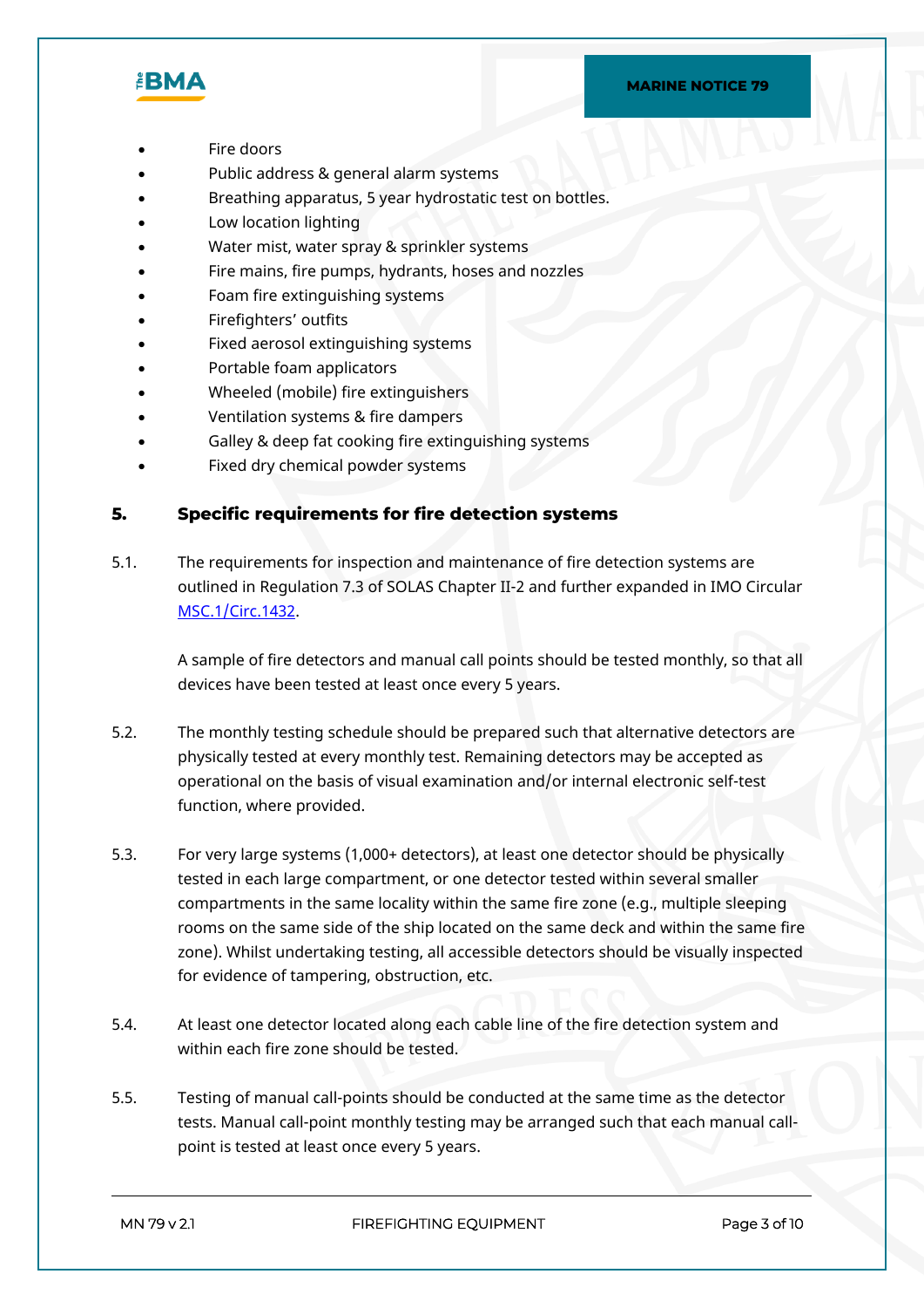- Fire doors
- Public address & general alarm systems
- Breathing apparatus, 5 year hydrostatic test on bottles.
- Low location lighting
- Water mist, water spray & sprinkler systems
- Fire mains, fire pumps, hydrants, hoses and nozzles
- Foam fire extinguishing systems
- Firefighters' outfits
- Fixed aerosol extinguishing systems
- Portable foam applicators
- Wheeled (mobile) fire extinguishers
- Ventilation systems & fire dampers
- Galley & deep fat cooking fire extinguishing systems
- Fixed dry chemical powder systems

## 5. Specific requirements for fire detection systems

5.1. The requirements for inspection and maintenance of fire detection systems are outlined in Regulation 7.3 of SOLAS Chapter II-2 and further expanded in IMO Circular [MSC.1/Circ.1432](MSC.1/Circ.1432).

A sample of fire detectors and manual call points should be tested monthly, so that all devices have been tested at least once every 5 years.

5.2. The monthly testing schedule should be prepared such that alternative detectors are physically tested at every monthly test. Remaining detectors may be accepted as operational on the basis of visual examination and/or internal electronic self-test function, where provided.

5.3. For very large systems (1,000+ detectors), at least one detector should be physically tested in each large compartment, or one detector tested within several smaller compartments in the same locality within the same fire zone (e.g., multiple sleeping rooms on the same side of the ship located on the same deck and within the same fire zone). Whilst undertaking testing, all accessible detectors should be visually inspected for evidence of tampering, obstruction, etc.

5.4. At least one detector located along each cable line of the fire detection system and within each fire zone should be tested.

5.5. Testing of manual call-points should be conducted at the same time as the detector tests. Manual call-point monthly testing may be arranged such that each manual call-point is tested at least once every 5 years.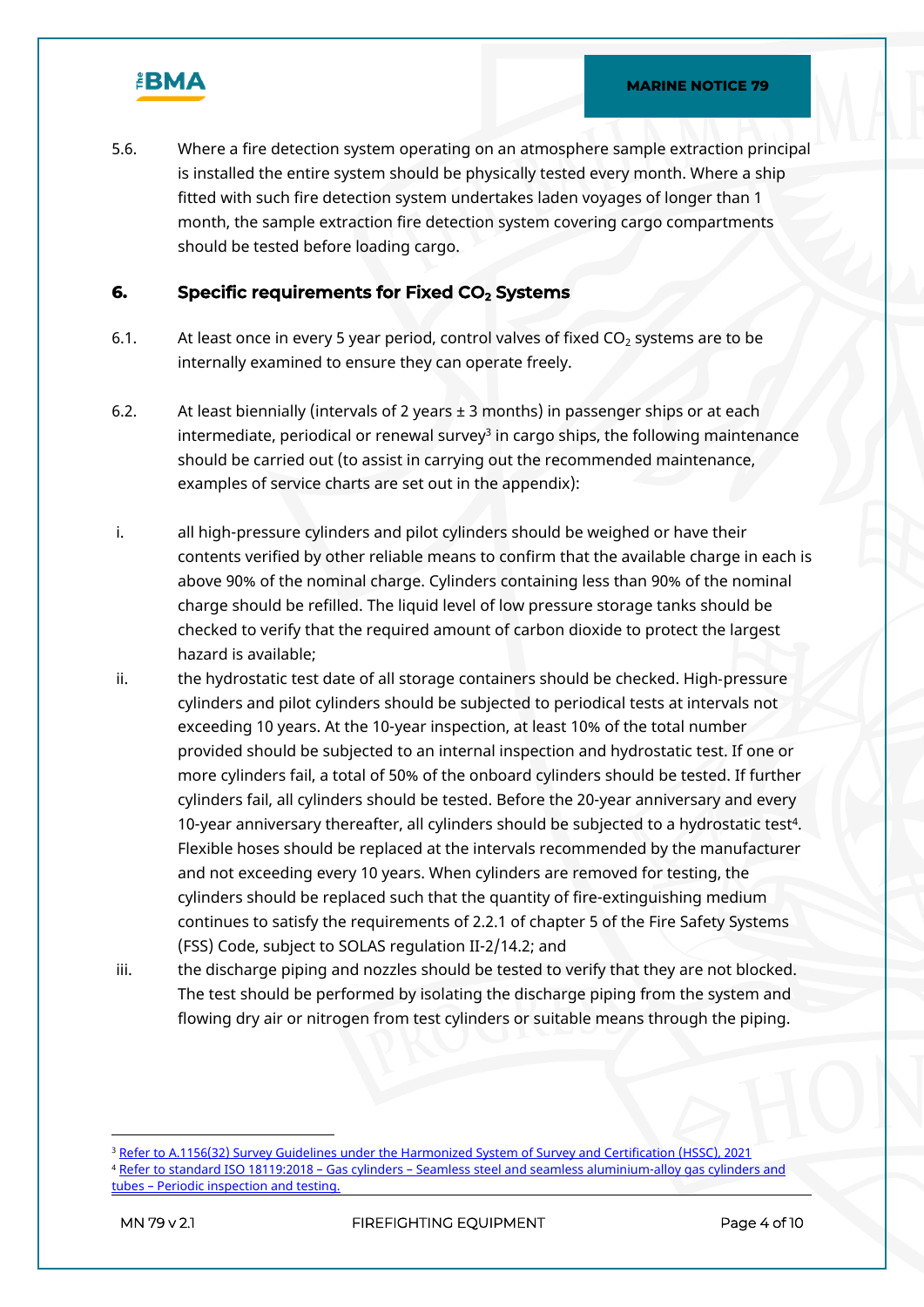5.6. Where a fire detection system operating on an atmosphere sample extraction principal is installed the entire system should be physically tested every month. Where a ship fitted with such fire detection system undertakes laden voyages of longer than 1 month, the sample extraction fire detection system covering cargo compartments should be tested before loading cargo.

## 6. Specific requirements for Fixed $CO_2$ Systems

6.1. At least once in every 5 year period, control valves of fixed $CO_2$ systems are to be internally examined to ensure they can operate freely.

6.2. At least biennially (intervals of 2 years ± 3 months) in passenger ships or at each intermediate, periodical or renewal survey[3] in cargo ships, the following maintenance should be carried out (to assist in carrying out the recommended maintenance, examples of service charts are set out in the appendix):

i. all high-pressure cylinders and pilot cylinders should be weighed or have their contents verified by other reliable means to confirm that the available charge in each is above 90% of the nominal charge. Cylinders containing less than 90% of the nominal charge should be refilled. The liquid level of low pressure storage tanks should be checked to verify that the required amount of carbon dioxide to protect the largest hazard is available;

ii. the hydrostatic test date of all storage containers should be checked. High-pressure cylinders and pilot cylinders should be subjected to periodical tests at intervals not exceeding 10 years. At the 10-year inspection, at least 10% of the total number provided should be subjected to an internal inspection and hydrostatic test. If one or more cylinders fail, a total of 50% of the onboard cylinders should be tested. If further cylinders fail, all cylinders should be tested. Before the 20-year anniversary and every 10-year anniversary thereafter, all cylinders should be subjected to a hydrostatic test[4]. Flexible hoses should be replaced at the intervals recommended by the manufacturer and not exceeding every 10 years. When cylinders are removed for testing, the cylinders should be replaced such that the quantity of fire-extinguishing medium continues to satisfy the requirements of 2.2.1 of chapter 5 of the Fire Safety Systems (FSS) Code, subject to SOLAS regulation II-2/14.2; and

iii. the discharge piping and nozzles should be tested to verify that they are not blocked. The test should be performed by isolating the discharge piping from the system and flowing dry air or nitrogen from test cylinders or suitable means through the piping.

---

[3] Refer to A.1156(32) Survey Guidelines under the Harmonized System of Survey and Certification (HSSC), 2021

[4] Refer to standard ISO 18119:2018 – Gas cylinders – Seamless steel and seamless aluminium-alloy gas cylinders and tubes – Periodic inspection and testing.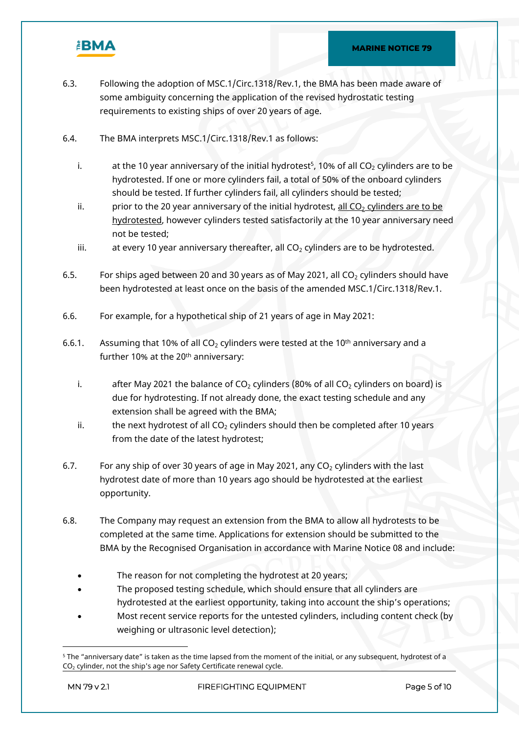6.3. Following the adoption of MSC.1/Circ.1318/Rev.1, the BMA has been made aware of some ambiguity concerning the application of the revised hydrostatic testing requirements to existing ships of over 20 years of age.

6.4. The BMA interprets MSC.1/Circ.1318/Rev.1 as follows:

i. at the 10 year anniversary of the initial hydrotest[5], 10% of all $CO_2$ cylinders are to be hydrotested. If one or more cylinders fail, a total of 50% of the onboard cylinders should be tested. If further cylinders fail, all cylinders should be tested;

ii. prior to the 20 year anniversary of the initial hydrotest, <u>all $CO_2$ cylinders are to be hydrotested</u>, however cylinders tested satisfactorily at the 10 year anniversary need not be tested;

iii. at every 10 year anniversary thereafter, all $CO_2$ cylinders are to be hydrotested.

6.5. For ships aged between 20 and 30 years as of May 2021, all $CO_2$ cylinders should have been hydrotested at least once on the basis of the amended MSC.1/Circ.1318/Rev.1.

6.6. For example, for a hypothetical ship of 21 years of age in May 2021:

6.6.1. Assuming that 10% of all $CO_2$ cylinders were tested at the 10th anniversary and a further 10% at the 20th anniversary:

i. after May 2021 the balance of $CO_2$ cylinders (80% of all $CO_2$ cylinders on board) is due for hydrotesting. If not already done, the exact testing schedule and any extension shall be agreed with the BMA;

ii. the next hydrotest of all $CO_2$ cylinders should then be completed after 10 years from the date of the latest hydrotest;

6.7. For any ship of over 30 years of age in May 2021, any $CO_2$ cylinders with the last hydrotest date of more than 10 years ago should be hydrotested at the earliest opportunity.

6.8. The Company may request an extension from the BMA to allow all hydrotests to be completed at the same time. Applications for extension should be submitted to the BMA by the Recognised Organisation in accordance with Marine Notice 08 and include:

- The reason for not completing the hydrotest at 20 years;
- The proposed testing schedule, which should ensure that all cylinders are hydrotested at the earliest opportunity, taking into account the ship's operations;
- Most recent service reports for the untested cylinders, including content check (by weighing or ultrasonic level detection);

---

[5] The "anniversary date" is taken as the time lapsed from the moment of the initial, or any subsequent, hydrotest of a $CO_2$ cylinder, not the ship's age nor Safety Certificate renewal cycle.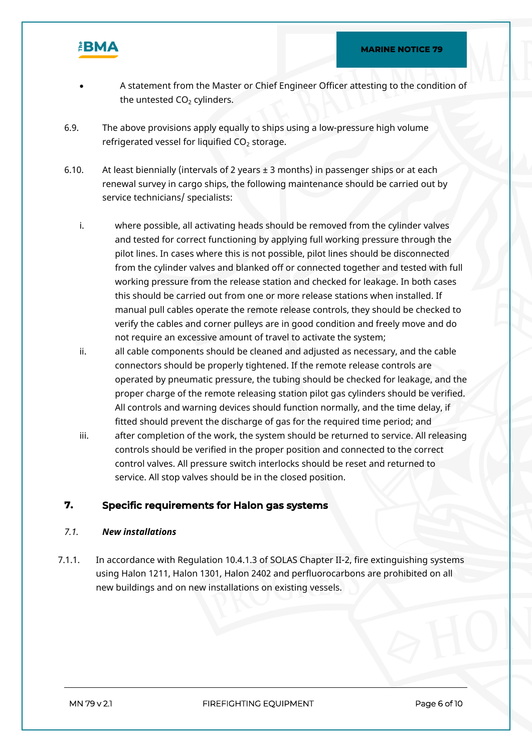- A statement from the Master or Chief Engineer Officer attesting to the condition of the untested $CO_2$ cylinders.

6.9. The above provisions apply equally to ships using a low-pressure high volume refrigerated vessel for liquified $CO_2$ storage.

6.10. At least biennially (intervals of 2 years ± 3 months) in passenger ships or at each renewal survey in cargo ships, the following maintenance should be carried out by service technicians/ specialists:

i. where possible, all activating heads should be removed from the cylinder valves and tested for correct functioning by applying full working pressure through the pilot lines. In cases where this is not possible, pilot lines should be disconnected from the cylinder valves and blanked off or connected together and tested with full working pressure from the release station and checked for leakage. In both cases this should be carried out from one or more release stations when installed. If manual pull cables operate the remote release controls, they should be checked to verify the cables and corner pulleys are in good condition and freely move and do not require an excessive amount of travel to activate the system;

ii. all cable components should be cleaned and adjusted as necessary, and the cable connectors should be properly tightened. If the remote release controls are operated by pneumatic pressure, the tubing should be checked for leakage, and the proper charge of the remote releasing station pilot gas cylinders should be verified. All controls and warning devices should function normally, and the time delay, if fitted should prevent the discharge of gas for the required time period; and

iii. after completion of the work, the system should be returned to service. All releasing controls should be verified in the proper position and connected to the correct control valves. All pressure switch interlocks should be reset and returned to service. All stop valves should be in the closed position.

## 7. Specific requirements for Halon gas systems

### *7.1. New installations*

7.1.1. In accordance with Regulation 10.4.1.3 of SOLAS Chapter II-2, fire extinguishing systems using Halon 1211, Halon 1301, Halon 2402 and perfluorocarbons are prohibited on all new buildings and on new installations on existing vessels.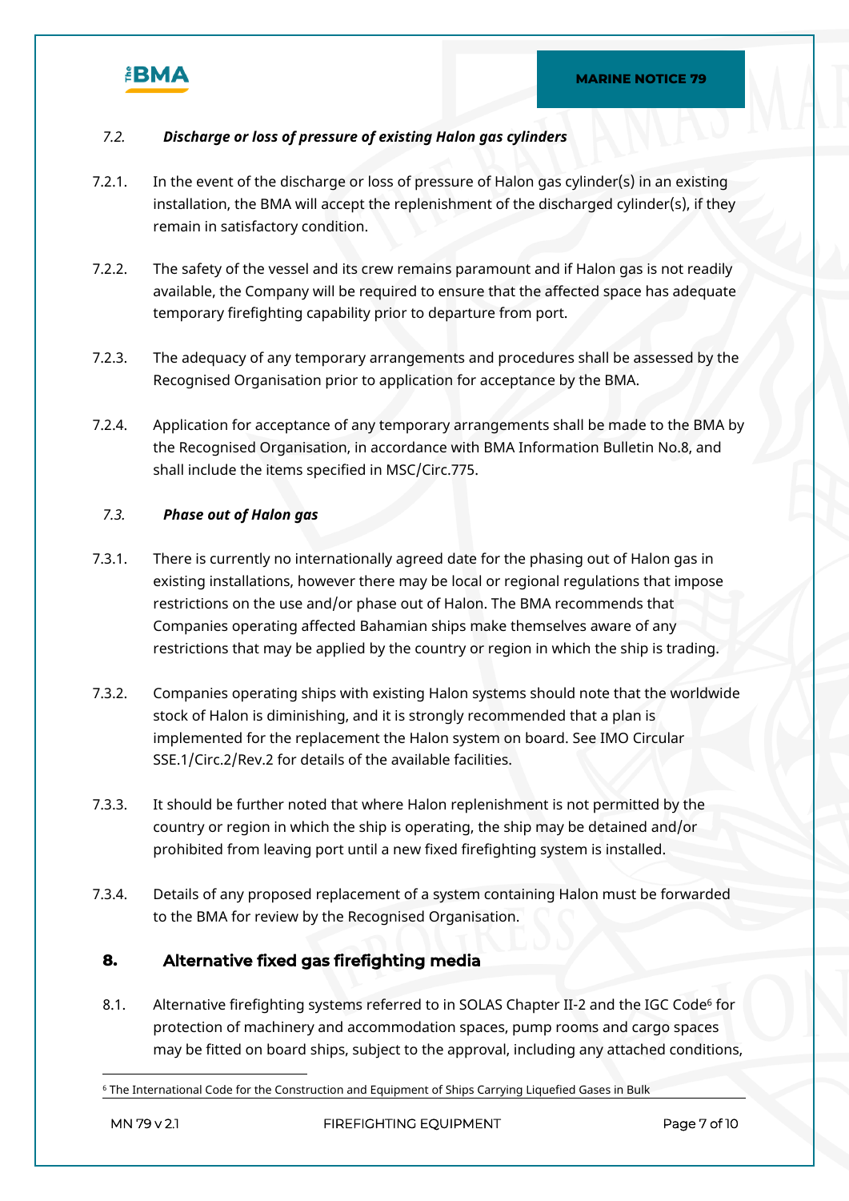### *7.2. Discharge or loss of pressure of existing Halon gas cylinders*

7.2.1. In the event of the discharge or loss of pressure of Halon gas cylinder(s) in an existing installation, the BMA will accept the replenishment of the discharged cylinder(s), if they remain in satisfactory condition.

7.2.2. The safety of the vessel and its crew remains paramount and if Halon gas is not readily available, the Company will be required to ensure that the affected space has adequate temporary firefighting capability prior to departure from port.

7.2.3. The adequacy of any temporary arrangements and procedures shall be assessed by the Recognised Organisation prior to application for acceptance by the BMA.

7.2.4. Application for acceptance of any temporary arrangements shall be made to the BMA by the Recognised Organisation, in accordance with BMA Information Bulletin No.8, and shall include the items specified in MSC/Circ.775.

### *7.3. Phase out of Halon gas*

7.3.1. There is currently no internationally agreed date for the phasing out of Halon gas in existing installations, however there may be local or regional regulations that impose restrictions on the use and/or phase out of Halon. The BMA recommends that Companies operating affected Bahamian ships make themselves aware of any restrictions that may be applied by the country or region in which the ship is trading.

7.3.2. Companies operating ships with existing Halon systems should note that the worldwide stock of Halon is diminishing, and it is strongly recommended that a plan is implemented for the replacement the Halon system on board. See IMO Circular SSE.1/Circ.2/Rev.2 for details of the available facilities.

7.3.3. It should be further noted that where Halon replenishment is not permitted by the country or region in which the ship is operating, the ship may be detained and/or prohibited from leaving port until a new fixed firefighting system is installed.

7.3.4. Details of any proposed replacement of a system containing Halon must be forwarded to the BMA for review by the Recognised Organisation.

## 8. Alternative fixed gas firefighting media

8.1. Alternative firefighting systems referred to in SOLAS Chapter II-2 and the IGC Code[6] for protection of machinery and accommodation spaces, pump rooms and cargo spaces may be fitted on board ships, subject to the approval, including any attached conditions,

---

[6] The International Code for the Construction and Equipment of Ships Carrying Liquefied Gases in Bulk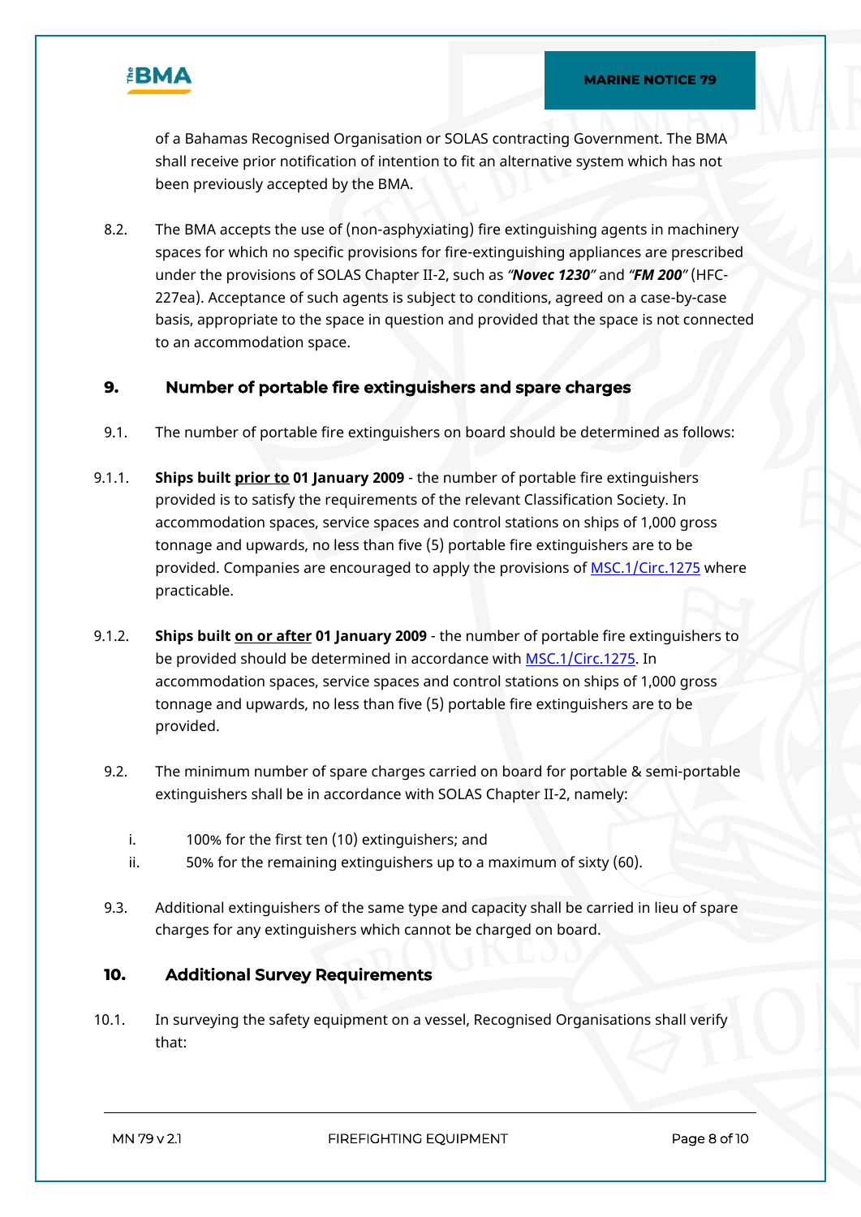of a Bahamas Recognised Organisation or SOLAS contracting Government. The BMA shall receive prior notification of intention to fit an alternative system which has not been previously accepted by the BMA.

8.2. The BMA accepts the use of (non-asphyxiating) fire extinguishing agents in machinery spaces for which no specific provisions for fire-extinguishing appliances are prescribed under the provisions of SOLAS Chapter II-2, such as "***Novec 1230***" and "***FM 200***" (HFC-227ea). Acceptance of such agents is subject to conditions, agreed on a case-by-case basis, appropriate to the space in question and provided that the space is not connected to an accommodation space.

## 9. Number of portable fire extinguishers and spare charges

9.1. The number of portable fire extinguishers on board should be determined as follows:

9.1.1. **Ships built <u>prior to</u> 01 January 2009** - the number of portable fire extinguishers provided is to satisfy the requirements of the relevant Classification Society. In accommodation spaces, service spaces and control stations on ships of 1,000 gross tonnage and upwards, no less than five (5) portable fire extinguishers are to be provided. Companies are encouraged to apply the provisions of [MSC.1/Circ.1275](MSC.1/Circ.1275) where practicable.

9.1.2. **Ships built <u>on or after</u> 01 January 2009** - the number of portable fire extinguishers to be provided should be determined in accordance with [MSC.1/Circ.1275](MSC.1/Circ.1275). In accommodation spaces, service spaces and control stations on ships of 1,000 gross tonnage and upwards, no less than five (5) portable fire extinguishers are to be provided.

9.2. The minimum number of spare charges carried on board for portable & semi-portable extinguishers shall be in accordance with SOLAS Chapter II-2, namely:

i. 100% for the first ten (10) extinguishers; and

ii. 50% for the remaining extinguishers up to a maximum of sixty (60).

9.3. Additional extinguishers of the same type and capacity shall be carried in lieu of spare charges for any extinguishers which cannot be charged on board.

## 10. Additional Survey Requirements

10.1. In surveying the safety equipment on a vessel, Recognised Organisations shall verify that: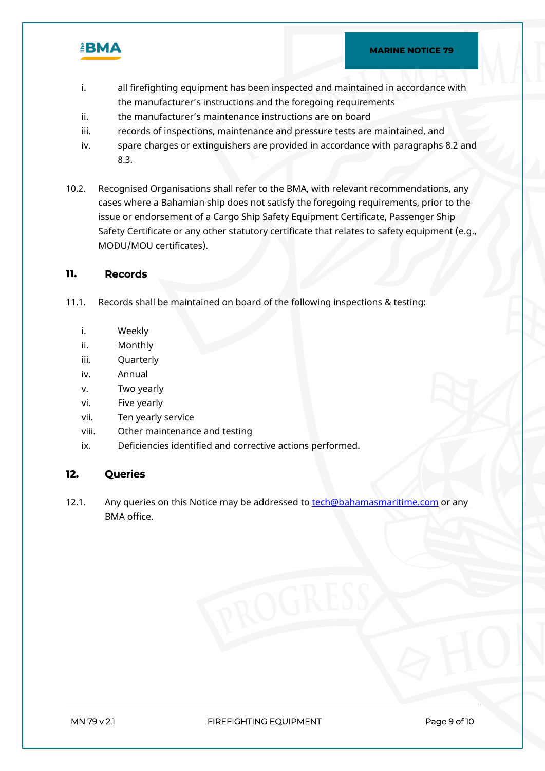i. all firefighting equipment has been inspected and maintained in accordance with the manufacturer's instructions and the foregoing requirements
ii. the manufacturer's maintenance instructions are on board
iii. records of inspections, maintenance and pressure tests are maintained, and
iv. spare charges or extinguishers are provided in accordance with paragraphs 8.2 and 8.3.

10.2. Recognised Organisations shall refer to the BMA, with relevant recommendations, any cases where a Bahamian ship does not satisfy the foregoing requirements, prior to the issue or endorsement of a Cargo Ship Safety Equipment Certificate, Passenger Ship Safety Certificate or any other statutory certificate that relates to safety equipment (e.g., MODU/MOU certificates).

## 11. Records

11.1. Records shall be maintained on board of the following inspections & testing:

i. Weekly
ii. Monthly
iii. Quarterly
iv. Annual
v. Two yearly
vi. Five yearly
vii. Ten yearly service
viii. Other maintenance and testing
ix. Deficiencies identified and corrective actions performed.

## 12. Queries

12.1. Any queries on this Notice may be addressed to tech@bahamasmaritime.com or any BMA office.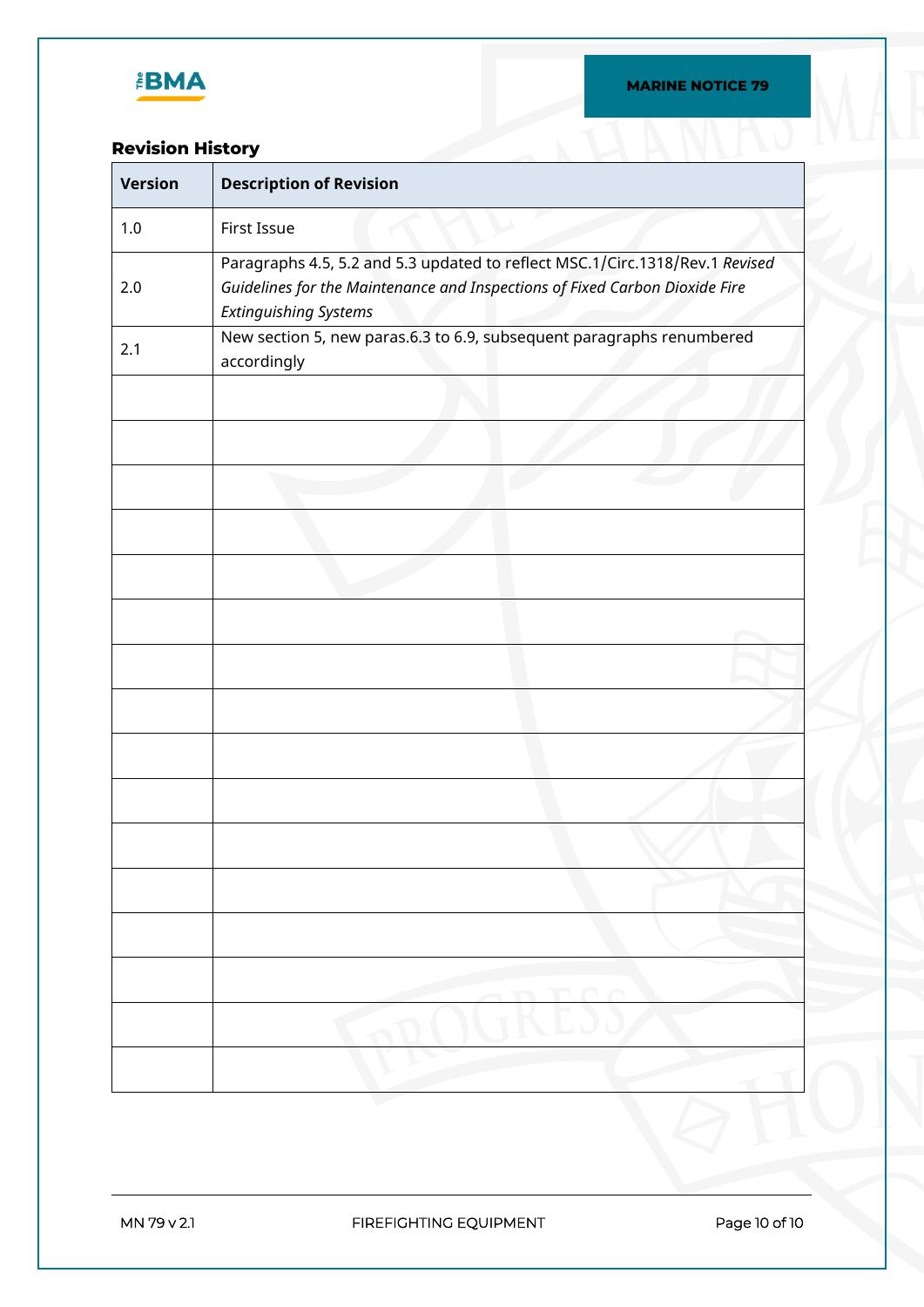## Revision History

| Version | Description of Revision |
|---|---|
| 1.0 | First Issue |
| 2.0 | Paragraphs 4.5, 5.2 and 5.3 updated to reflect MSC.1/Circ.1318/Rev.1 *Revised Guidelines for the Maintenance and Inspections of Fixed Carbon Dioxide Fire Extinguishing Systems* |
| 2.1 | New section 5, new paras.6.3 to 6.9, subsequent paragraphs renumbered accordingly |
| | |
| | |
| | |
| | |
| | |
| | |
| | |
| | |
| | |
| | |
| | |
| | |
| | |
| | |
| | |
| | |